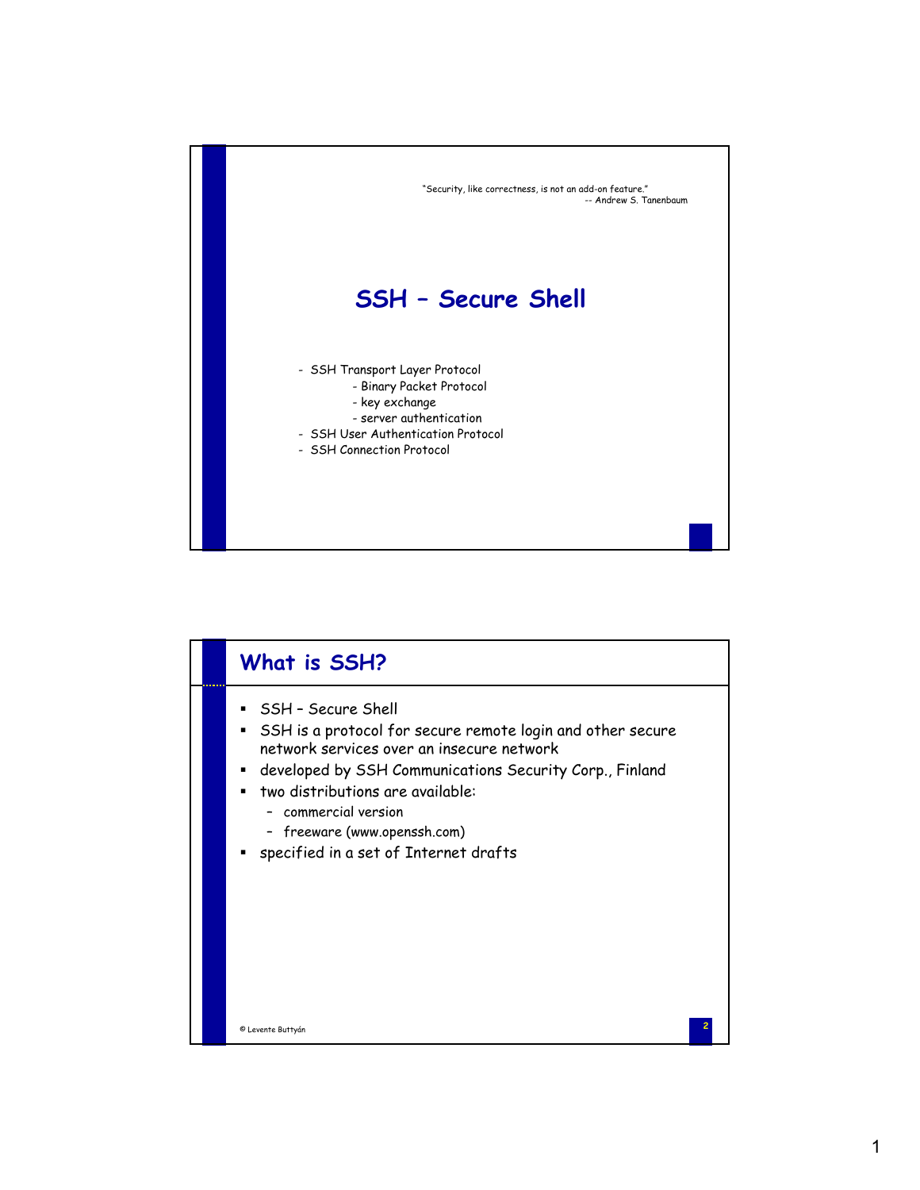"Security, like correctness, is not an add-on feature."
-- Andrew S. Tanenbaum

# SSH – Secure Shell

- SSH Transport Layer Protocol
  - Binary Packet Protocol
  - key exchange
  - server authentication
- SSH User Authentication Protocol
- SSH Connection Protocol

## What is SSH?

- SSH – Secure Shell
- SSH is a protocol for secure remote login and other secure network services over an insecure network
- developed by SSH Communications Security Corp., Finland
- two distributions are available:
  - commercial version
  - freeware (www.openssh.com)
- specified in a set of Internet drafts

© Levente Buttyán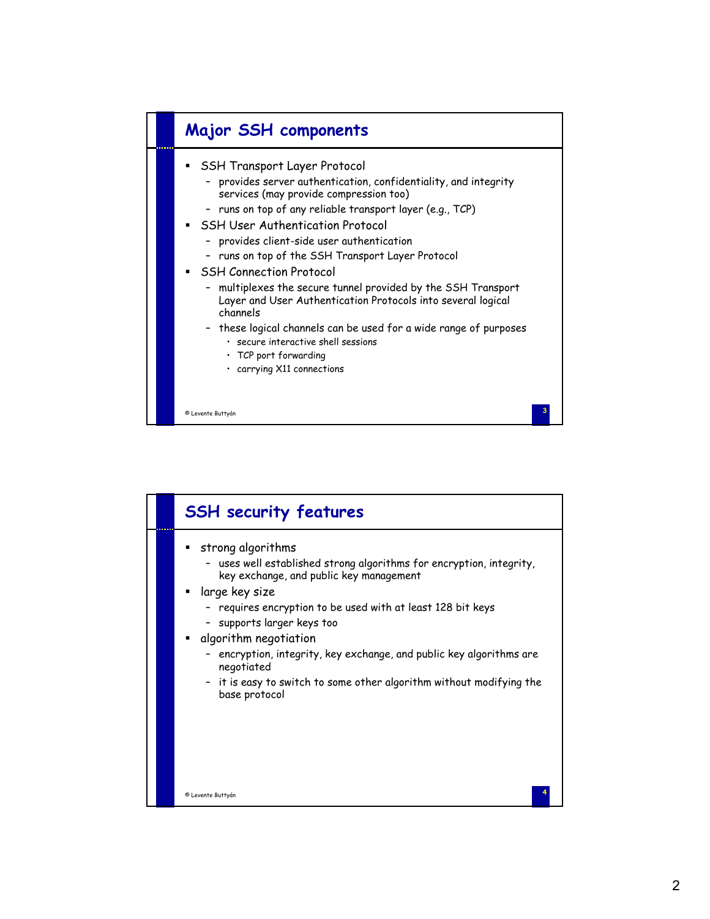## Major SSH components

- SSH Transport Layer Protocol
  - provides server authentication, confidentiality, and integrity services (may provide compression too)
  - runs on top of any reliable transport layer (e.g., TCP)
- SSH User Authentication Protocol
  - provides client-side user authentication
  - runs on top of the SSH Transport Layer Protocol
- SSH Connection Protocol
  - multiplexes the secure tunnel provided by the SSH Transport Layer and User Authentication Protocols into several logical channels
  - these logical channels can be used for a wide range of purposes
    - secure interactive shell sessions
    - TCP port forwarding
    - carrying X11 connections

© Levente Buttyán

## SSH security features

- strong algorithms
  - uses well established strong algorithms for encryption, integrity, key exchange, and public key management
- large key size
  - requires encryption to be used with at least 128 bit keys
  - supports larger keys too
- algorithm negotiation
  - encryption, integrity, key exchange, and public key algorithms are negotiated
  - it is easy to switch to some other algorithm without modifying the base protocol

© Levente Buttyán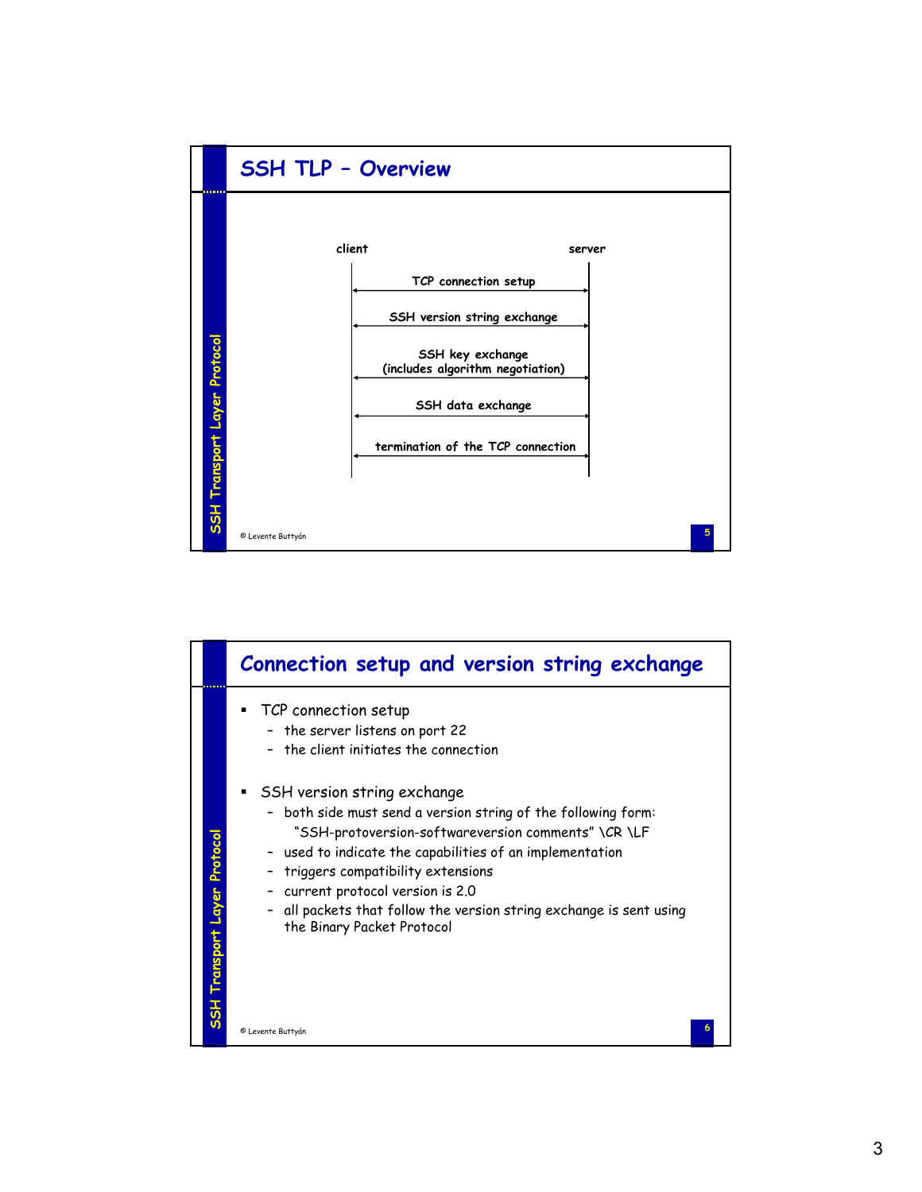## SSH TLP – Overview

client — server

- TCP connection setup
- SSH version string exchange
- SSH key exchange (includes algorithm negotiation)
- SSH data exchange
- termination of the TCP connection

© Levente Buttyán

## Connection setup and version string exchange

- TCP connection setup
  - the server listens on port 22
  - the client initiates the connection
- SSH version string exchange
  - both side must send a version string of the following form:
    "SSH-protoversion-softwareversion comments" \CR \LF
  - used to indicate the capabilities of an implementation
  - triggers compatibility extensions
  - current protocol version is 2.0
  - all packets that follow the version string exchange is sent using the Binary Packet Protocol

© Levente Buttyán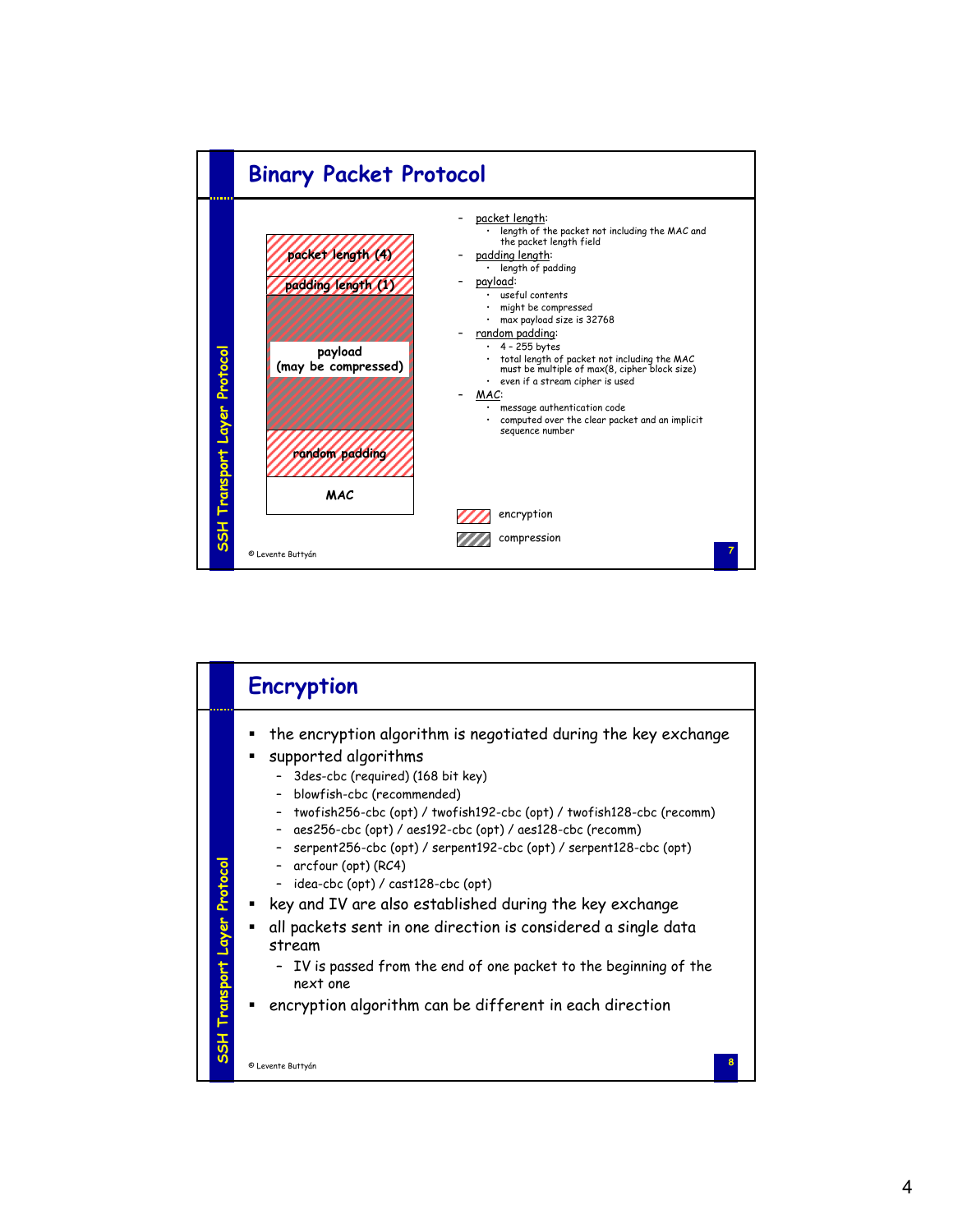## Binary Packet Protocol

| packet length (4) |
|---|
| padding length (1) |
| payload (may be compressed) |
| random padding |
| MAC |

- packet length:
  - length of the packet not including the MAC and the packet length field
- padding length:
  - length of padding
- payload:
  - useful contents
  - might be compressed
  - max payload size is 32768
- random padding:
  - 4 – 255 bytes
  - total length of packet not including the MAC must be multiple of max(8, cipher block size)
  - even if a stream cipher is used
- MAC:
  - message authentication code
  - computed over the clear packet and an implicit sequence number

Legend: encryption / compression

© Levente Buttyán

## Encryption

- the encryption algorithm is negotiated during the key exchange
- supported algorithms
  - 3des-cbc (required) (168 bit key)
  - blowfish-cbc (recommended)
  - twofish256-cbc (opt) / twofish192-cbc (opt) / twofish128-cbc (recomm)
  - aes256-cbc (opt) / aes192-cbc (opt) / aes128-cbc (recomm)
  - serpent256-cbc (opt) / serpent192-cbc (opt) / serpent128-cbc (opt)
  - arcfour (opt) (RC4)
  - idea-cbc (opt) / cast128-cbc (opt)
- key and IV are also established during the key exchange
- all packets sent in one direction is considered a single data stream
  - IV is passed from the end of one packet to the beginning of the next one
- encryption algorithm can be different in each direction

© Levente Buttyán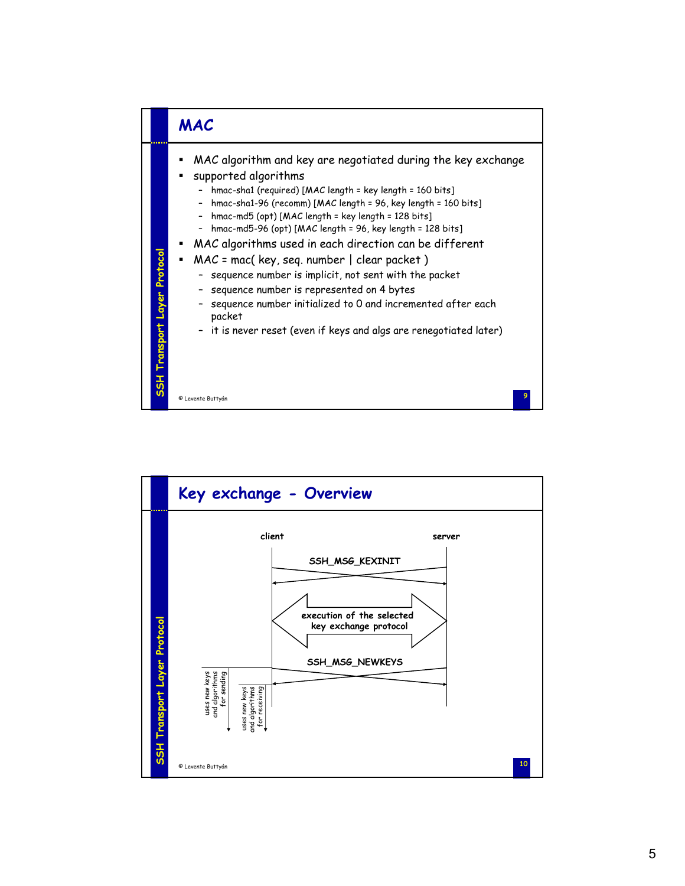## MAC

- MAC algorithm and key are negotiated during the key exchange
- supported algorithms
  - hmac-sha1 (required) [MAC length = key length = 160 bits]
  - hmac-sha1-96 (recomm) [MAC length = 96, key length = 160 bits]
  - hmac-md5 (opt) [MAC length = key length = 128 bits]
  - hmac-md5-96 (opt) [MAC length = 96, key length = 128 bits]
- MAC algorithms used in each direction can be different
- MAC = mac( key, seq. number | clear packet )
  - sequence number is implicit, not sent with the packet
  - sequence number is represented on 4 bytes
  - sequence number initialized to 0 and incremented after each packet
  - it is never reset (even if keys and algs are renegotiated later)

© Levente Buttyán

## Key exchange - Overview

client — server

SSH_MSG_KEXINIT

execution of the selected key exchange protocol

SSH_MSG_NEWKEYS

uses new keys and algorithms for sending

uses new keys and algorithms for receiving

© Levente Buttyán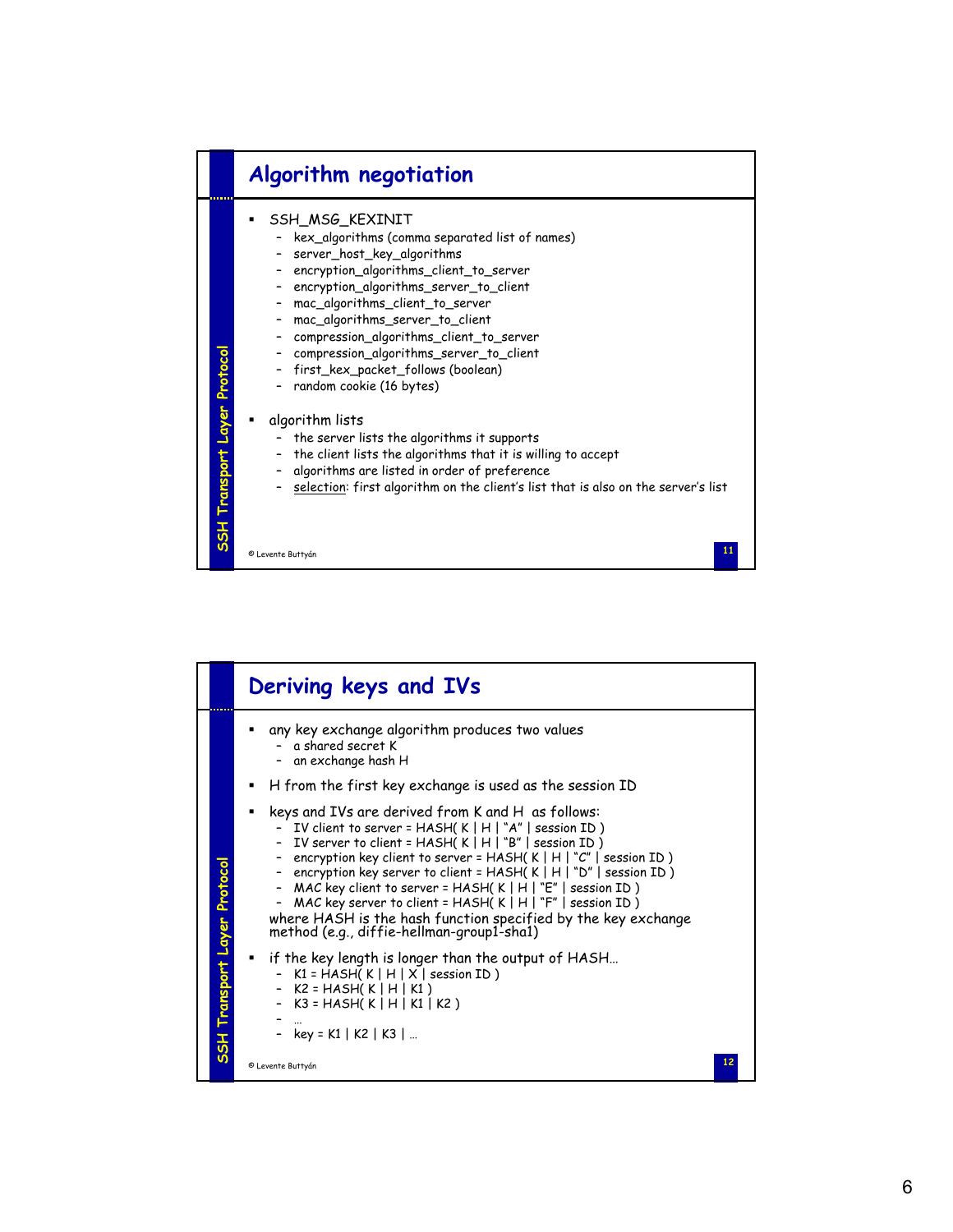## Algorithm negotiation

- SSH_MSG_KEXINIT
  - kex_algorithms (comma separated list of names)
  - server_host_key_algorithms
  - encryption_algorithms_client_to_server
  - encryption_algorithms_server_to_client
  - mac_algorithms_client_to_server
  - mac_algorithms_server_to_client
  - compression_algorithms_client_to_server
  - compression_algorithms_server_to_client
  - first_kex_packet_follows (boolean)
  - random cookie (16 bytes)
- algorithm lists
  - the server lists the algorithms it supports
  - the client lists the algorithms that it is willing to accept
  - algorithms are listed in order of preference
  - selection: first algorithm on the client's list that is also on the server's list

## Deriving keys and IVs

- any key exchange algorithm produces two values
  - a shared secret K
  - an exchange hash H
- H from the first key exchange is used as the session ID
- keys and IVs are derived from K and H as follows:
  - IV client to server = HASH( K | H | "A" | session ID )
  - IV server to client = HASH( K | H | "B" | session ID )
  - encryption key client to server = HASH( K | H | "C" | session ID )
  - encryption key server to client = HASH( K | H | "D" | session ID )
  - MAC key client to server = HASH( K | H | "E" | session ID )
  - MAC key server to client = HASH( K | H | "F" | session ID )

  where HASH is the hash function specified by the key exchange method (e.g., diffie-hellman-group1-sha1)
- if the key length is longer than the output of HASH…
  - K1 = HASH( K | H | X | session ID )
  - K2 = HASH( K | H | K1 )
  - K3 = HASH( K | H | K1 | K2 )
  - …
  - key = K1 | K2 | K3 | …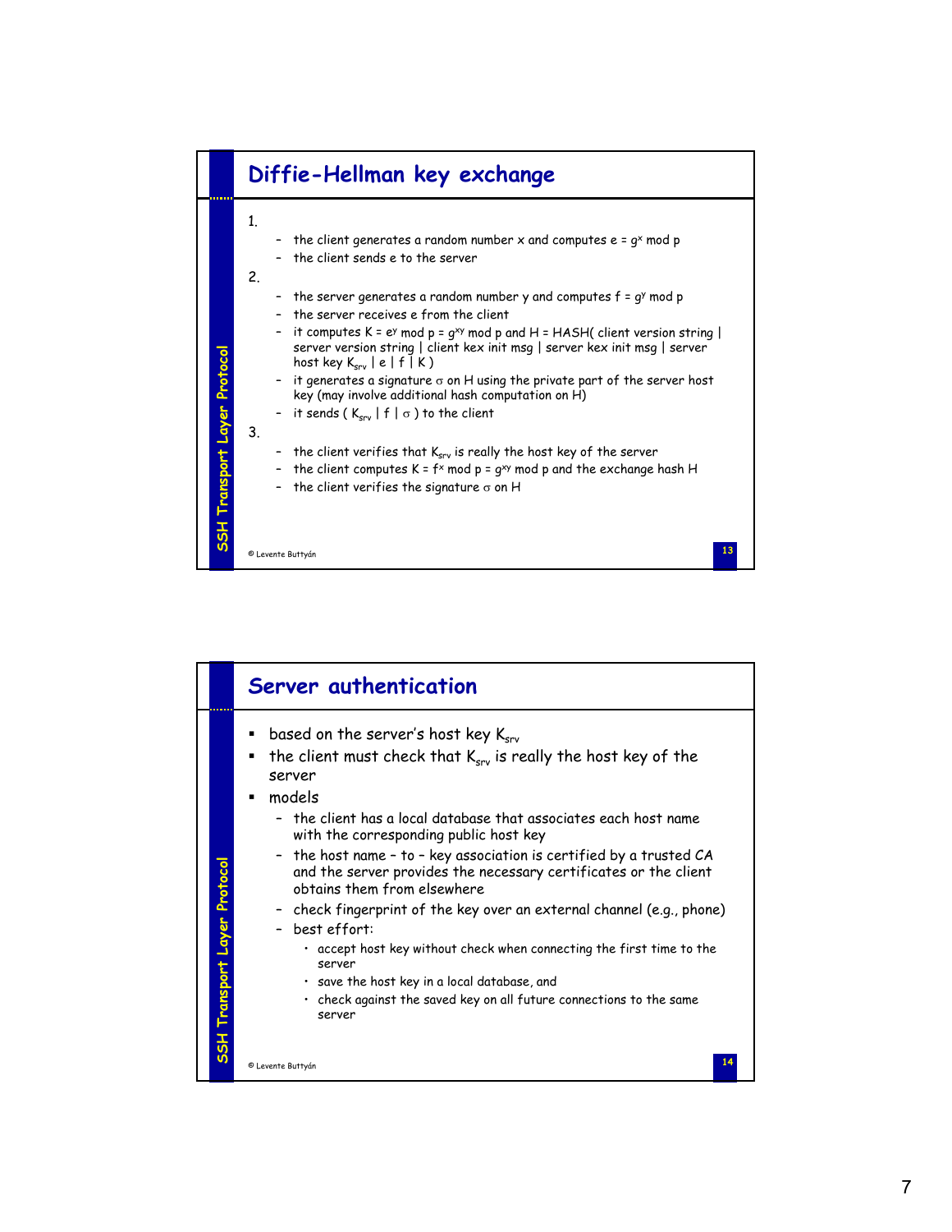## Diffie-Hellman key exchange

1.
   - the client generates a random number x and computes $e = g^x \bmod p$
   - the client sends e to the server
2.
   - the server generates a random number y and computes $f = g^y \bmod p$
   - the server receives e from the client
   - it computes $K = e^y \bmod p = g^{xy} \bmod p$ and H = HASH( client version string | server version string | client kex init msg | server kex init msg | server host key $K_{srv}$ | e | f | K )
   - it generates a signature $\sigma$ on H using the private part of the server host key (may involve additional hash computation on H)
   - it sends ( $K_{srv}$ | f | $\sigma$ ) to the client
3.
   - the client verifies that $K_{srv}$ is really the host key of the server
   - the client computes $K = f^x \bmod p = g^{xy} \bmod p$ and the exchange hash H
   - the client verifies the signature $\sigma$ on H

© Levente Buttyán

## Server authentication

- based on the server's host key $K_{srv}$
- the client must check that $K_{srv}$ is really the host key of the server
- models
  - the client has a local database that associates each host name with the corresponding public host key
  - the host name – to – key association is certified by a trusted CA and the server provides the necessary certificates or the client obtains them from elsewhere
  - check fingerprint of the key over an external channel (e.g., phone)
  - best effort:
    - accept host key without check when connecting the first time to the server
    - save the host key in a local database, and
    - check against the saved key on all future connections to the same server

© Levente Buttyán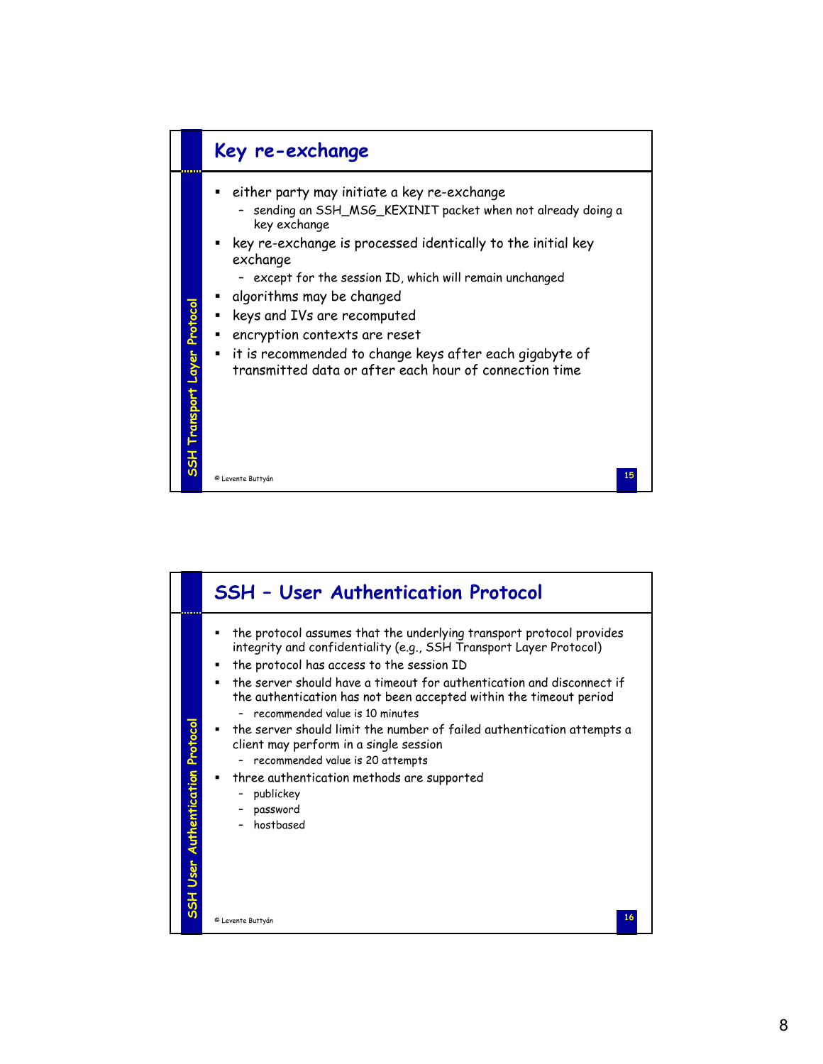## Key re-exchange

- either party may initiate a key re-exchange
  - sending an SSH_MSG_KEXINIT packet when not already doing a key exchange
- key re-exchange is processed identically to the initial key exchange
  - except for the session ID, which will remain unchanged
- algorithms may be changed
- keys and IVs are recomputed
- encryption contexts are reset
- it is recommended to change keys after each gigabyte of transmitted data or after each hour of connection time

## SSH – User Authentication Protocol

- the protocol assumes that the underlying transport protocol provides integrity and confidentiality (e.g., SSH Transport Layer Protocol)
- the protocol has access to the session ID
- the server should have a timeout for authentication and disconnect if the authentication has not been accepted within the timeout period
  - recommended value is 10 minutes
- the server should limit the number of failed authentication attempts a client may perform in a single session
  - recommended value is 20 attempts
- three authentication methods are supported
  - publickey
  - password
  - hostbased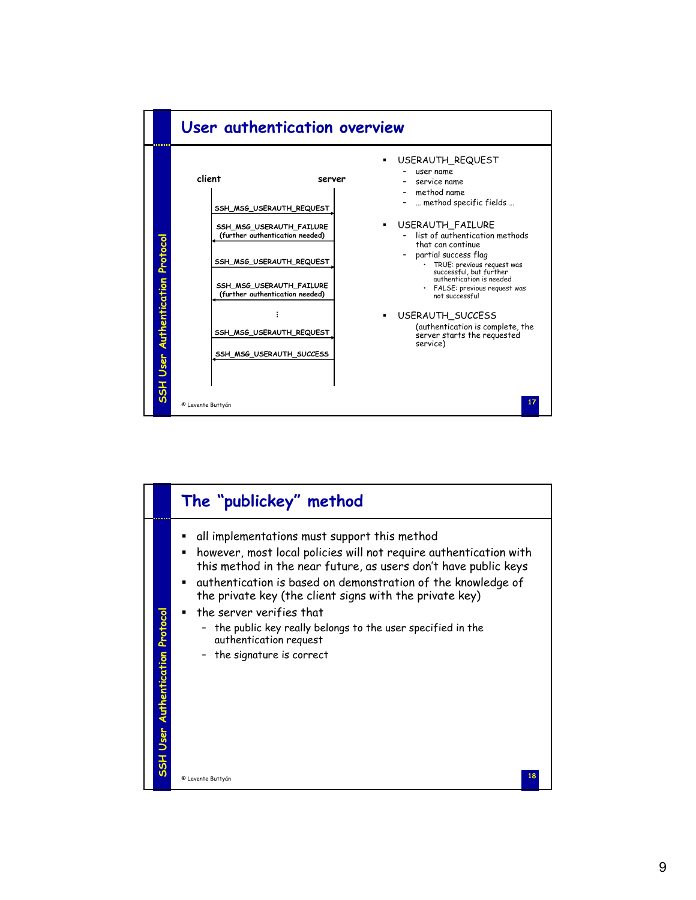## User authentication overview

client — server

- SSH_MSG_USERAUTH_REQUEST (client → server)
- SSH_MSG_USERAUTH_FAILURE (further authentication needed) (server → client)
- SSH_MSG_USERAUTH_REQUEST (client → server)
- SSH_MSG_USERAUTH_FAILURE (further authentication needed) (server → client)
- ⋮
- SSH_MSG_USERAUTH_REQUEST (client → server)
- SSH_MSG_USERAUTH_SUCCESS (server → client)

- USERAUTH_REQUEST
  - user name
  - service name
  - method name
  - … method specific fields …
- USERAUTH_FAILURE
  - list of authentication methods that can continue
  - partial success flag
    - TRUE: previous request was successful, but further authentication is needed
    - FALSE: previous request was not successful
- USERAUTH_SUCCESS

  (authentication is complete, the server starts the requested service)

© Levente Buttyán

## The "publickey" method

- all implementations must support this method
- however, most local policies will not require authentication with this method in the near future, as users don't have public keys
- authentication is based on demonstration of the knowledge of the private key (the client signs with the private key)
- the server verifies that
  - the public key really belongs to the user specified in the authentication request
  - the signature is correct

© Levente Buttyán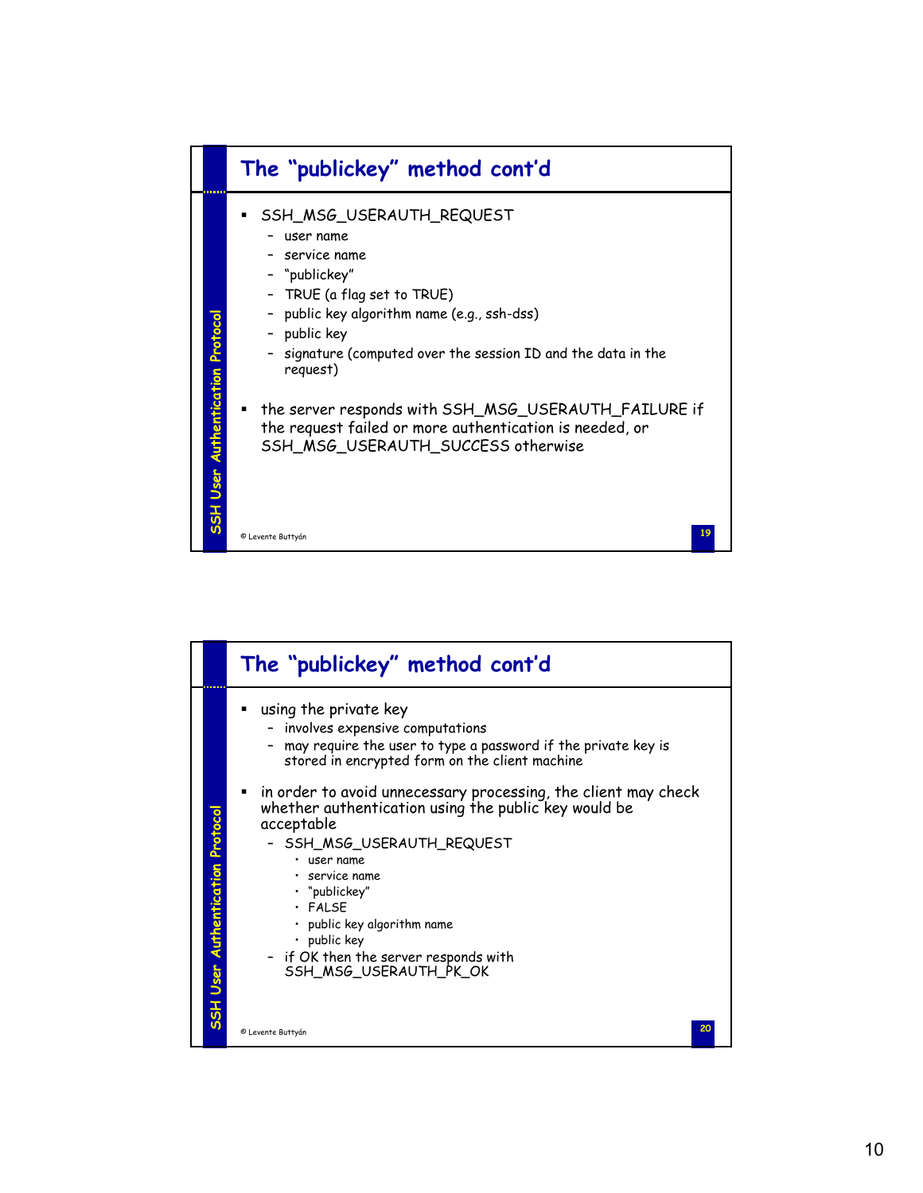## The "publickey" method cont'd

- SSH_MSG_USERAUTH_REQUEST
  - user name
  - service name
  - "publickey"
  - TRUE (a flag set to TRUE)
  - public key algorithm name (e.g., ssh-dss)
  - public key
  - signature (computed over the session ID and the data in the request)
- the server responds with SSH_MSG_USERAUTH_FAILURE if the request failed or more authentication is needed, or SSH_MSG_USERAUTH_SUCCESS otherwise

## The "publickey" method cont'd

- using the private key
  - involves expensive computations
  - may require the user to type a password if the private key is stored in encrypted form on the client machine
- in order to avoid unnecessary processing, the client may check whether authentication using the public key would be acceptable
  - SSH_MSG_USERAUTH_REQUEST
    - user name
    - service name
    - "publickey"
    - FALSE
    - public key algorithm name
    - public key
  - if OK then the server responds with SSH_MSG_USERAUTH_PK_OK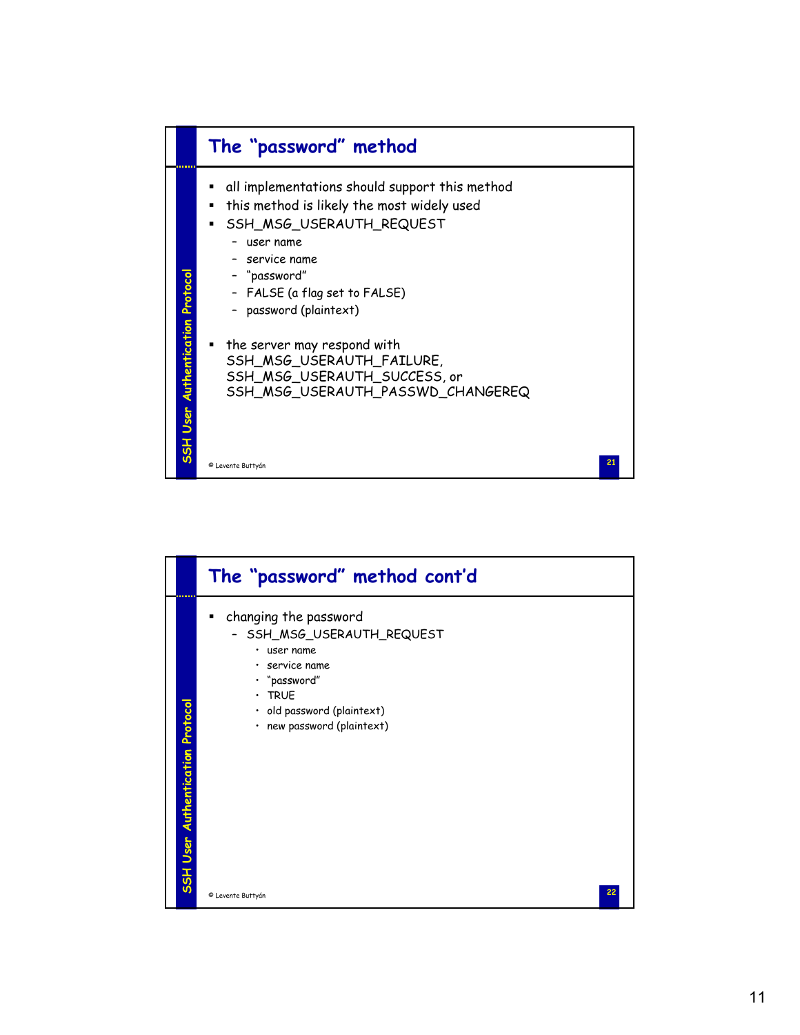## The "password" method

- all implementations should support this method
- this method is likely the most widely used
- SSH_MSG_USERAUTH_REQUEST
  - user name
  - service name
  - "password"
  - FALSE (a flag set to FALSE)
  - password (plaintext)
- the server may respond with SSH_MSG_USERAUTH_FAILURE, SSH_MSG_USERAUTH_SUCCESS, or SSH_MSG_USERAUTH_PASSWD_CHANGEREQ

© Levente Buttyán

## The "password" method cont'd

- changing the password
  - SSH_MSG_USERAUTH_REQUEST
    - user name
    - service name
    - "password"
    - TRUE
    - old password (plaintext)
    - new password (plaintext)

© Levente Buttyán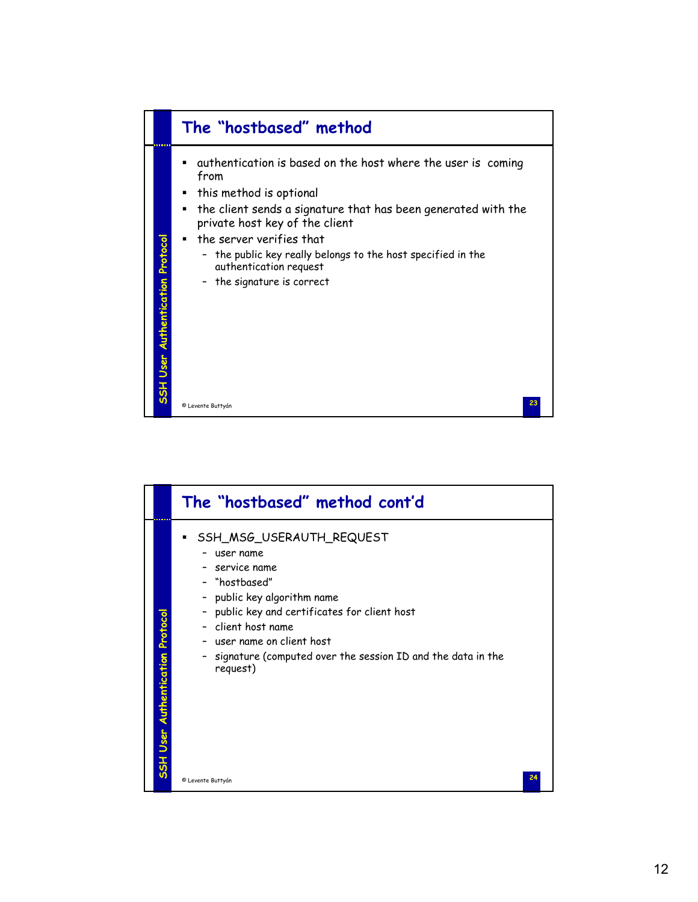## The "hostbased" method

- authentication is based on the host where the user is coming from
- this method is optional
- the client sends a signature that has been generated with the private host key of the client
- the server verifies that
  - the public key really belongs to the host specified in the authentication request
  - the signature is correct

© Levente Buttyán

## The "hostbased" method cont'd

- SSH_MSG_USERAUTH_REQUEST
  - user name
  - service name
  - "hostbased"
  - public key algorithm name
  - public key and certificates for client host
  - client host name
  - user name on client host
  - signature (computed over the session ID and the data in the request)

© Levente Buttyán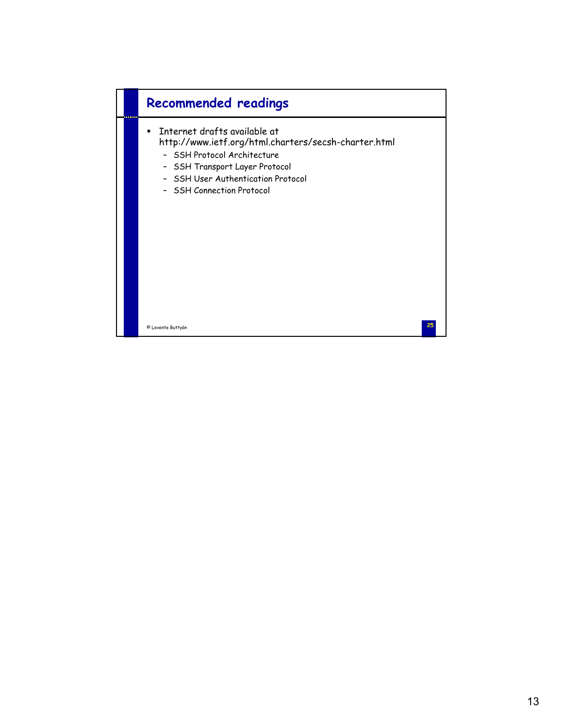# Recommended readings

- Internet drafts available at http://www.ietf.org/html.charters/secsh-charter.html
  - SSH Protocol Architecture
  - SSH Transport Layer Protocol
  - SSH User Authentication Protocol
  - SSH Connection Protocol

© Levente Buttyán